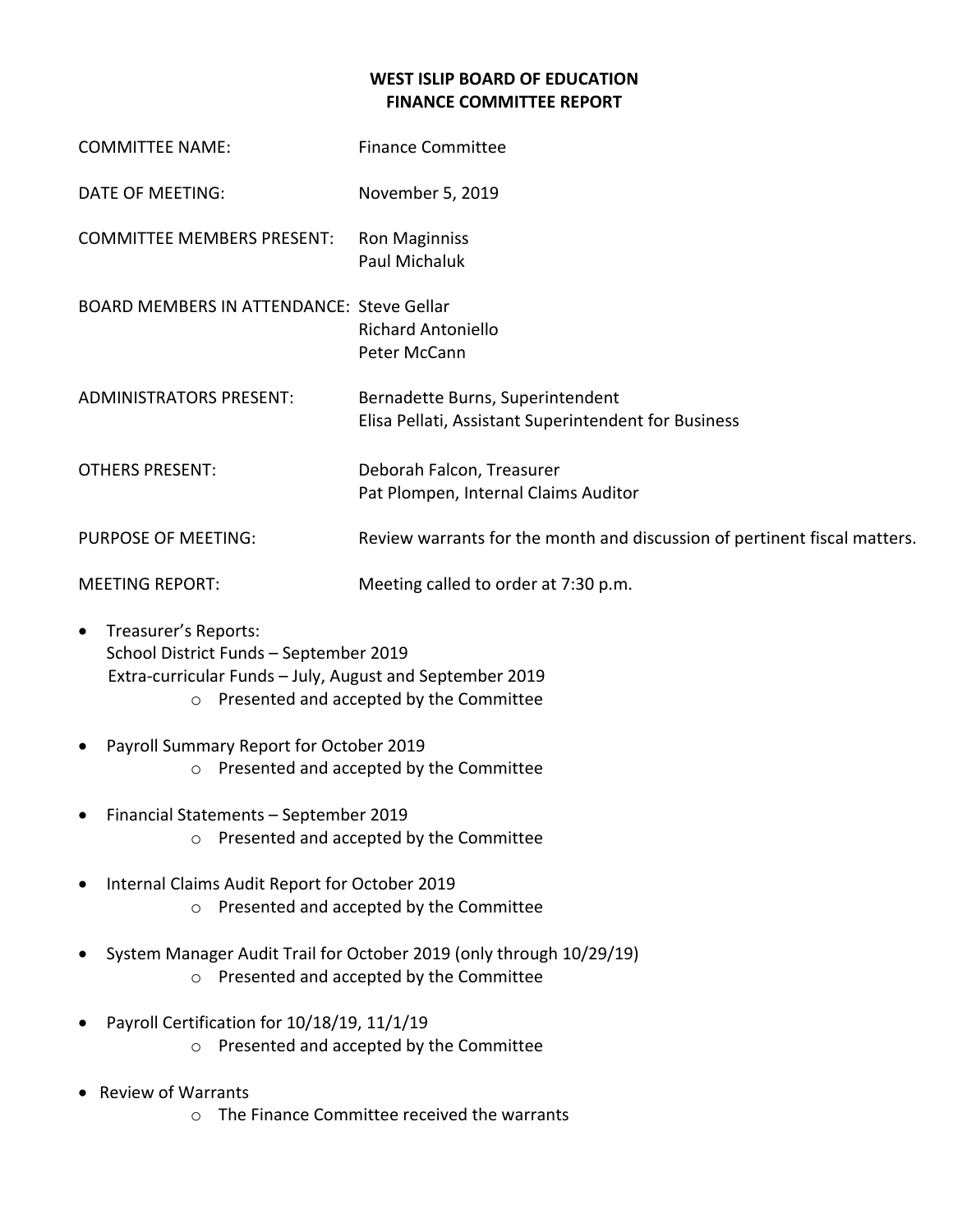# WEST ISLIP BOARD OF EDUCATION
# FINANCE COMMITTEE REPORT

COMMITTEE NAME: Finance Committee

DATE OF MEETING: November 5, 2019

COMMITTEE MEMBERS PRESENT: Ron Maginniss
Paul Michaluk

BOARD MEMBERS IN ATTENDANCE: Steve Gellar
Richard Antoniello
Peter McCann

ADMINISTRATORS PRESENT: Bernadette Burns, Superintendent
Elisa Pellati, Assistant Superintendent for Business

OTHERS PRESENT: Deborah Falcon, Treasurer
Pat Plompen, Internal Claims Auditor

PURPOSE OF MEETING: Review warrants for the month and discussion of pertinent fiscal matters.

MEETING REPORT: Meeting called to order at 7:30 p.m.

- Treasurer's Reports:
  School District Funds – September 2019
  Extra-curricular Funds – July, August and September 2019
  - Presented and accepted by the Committee
- Payroll Summary Report for October 2019
  - Presented and accepted by the Committee
- Financial Statements – September 2019
  - Presented and accepted by the Committee
- Internal Claims Audit Report for October 2019
  - Presented and accepted by the Committee
- System Manager Audit Trail for October 2019 (only through 10/29/19)
  - Presented and accepted by the Committee
- Payroll Certification for 10/18/19, 11/1/19
  - Presented and accepted by the Committee
- Review of Warrants
  - The Finance Committee received the warrants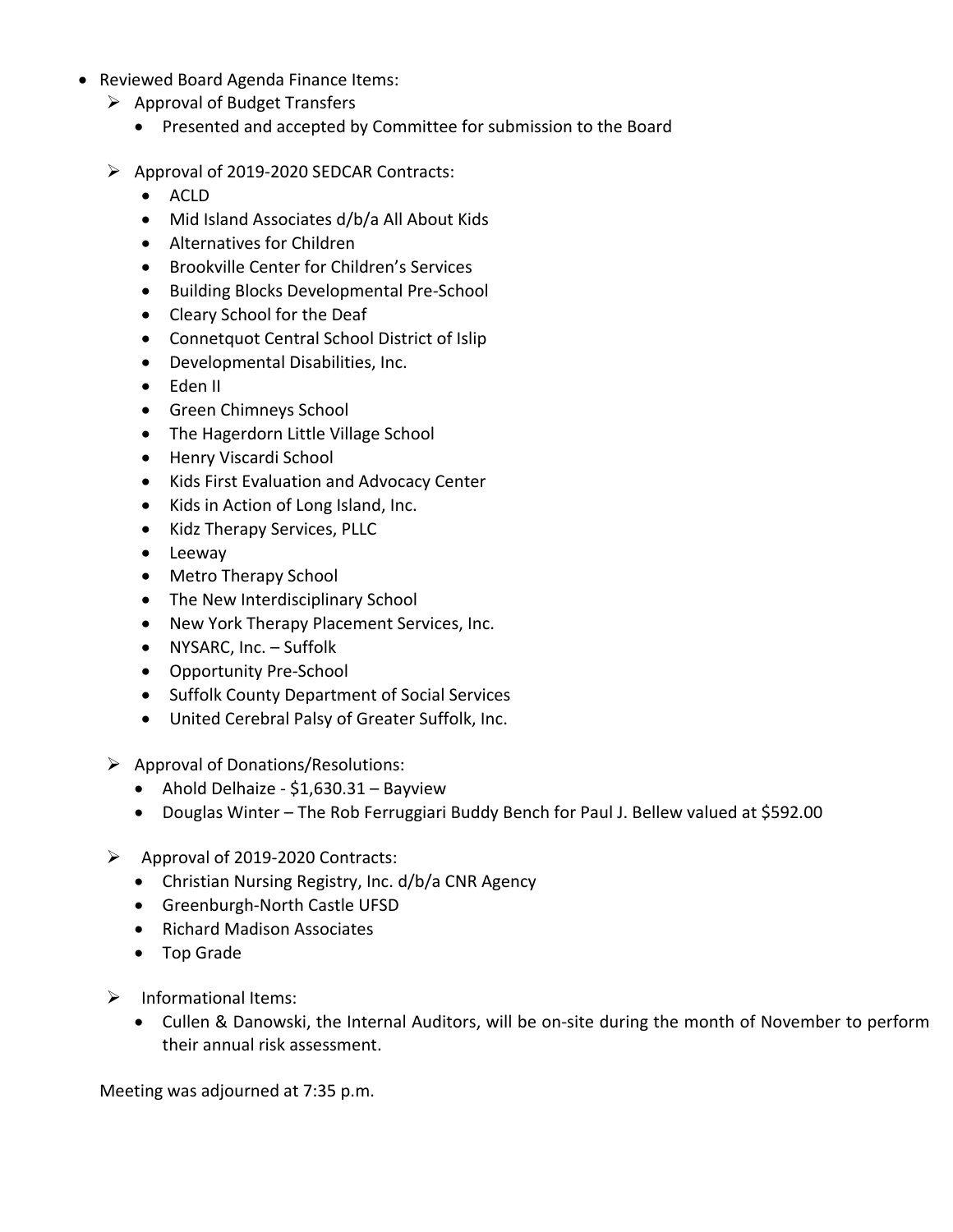- Reviewed Board Agenda Finance Items:
  - Approval of Budget Transfers
    - Presented and accepted by Committee for submission to the Board
  - Approval of 2019-2020 SEDCAR Contracts:
    - ACLD
    - Mid Island Associates d/b/a All About Kids
    - Alternatives for Children
    - Brookville Center for Children's Services
    - Building Blocks Developmental Pre-School
    - Cleary School for the Deaf
    - Connetquot Central School District of Islip
    - Developmental Disabilities, Inc.
    - Eden II
    - Green Chimneys School
    - The Hagerdorn Little Village School
    - Henry Viscardi School
    - Kids First Evaluation and Advocacy Center
    - Kids in Action of Long Island, Inc.
    - Kidz Therapy Services, PLLC
    - Leeway
    - Metro Therapy School
    - The New Interdisciplinary School
    - New York Therapy Placement Services, Inc.
    - NYSARC, Inc. – Suffolk
    - Opportunity Pre-School
    - Suffolk County Department of Social Services
    - United Cerebral Palsy of Greater Suffolk, Inc.
  - Approval of Donations/Resolutions:
    - Ahold Delhaize - $1,630.31 – Bayview
    - Douglas Winter – The Rob Ferruggiari Buddy Bench for Paul J. Bellew valued at $592.00
  - Approval of 2019-2020 Contracts:
    - Christian Nursing Registry, Inc. d/b/a CNR Agency
    - Greenburgh-North Castle UFSD
    - Richard Madison Associates
    - Top Grade
  - Informational Items:
    - Cullen & Danowski, the Internal Auditors, will be on-site during the month of November to perform their annual risk assessment.

Meeting was adjourned at 7:35 p.m.